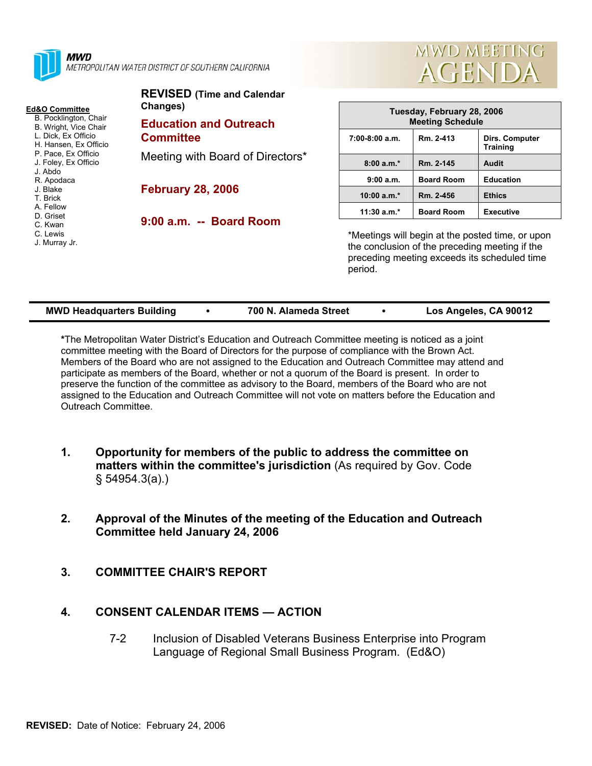**MWD**
METROPOLITAN WATER DISTRICT OF SOUTHERN CALIFORNIA

# MWD MEETING AGENDA

**Ed&O Committee**
B. Pocklington, Chair
B. Wright, Vice Chair
L. Dick, Ex Officio
H. Hansen, Ex Officio
P. Pace, Ex Officio
J. Foley, Ex Officio
J. Abdo
R. Apodaca
J. Blake
T. Brick
A. Fellow
D. Griset
C. Kwan
C. Lewis
J. Murray Jr.

**REVISED (Time and Calendar Changes)**

## Education and Outreach Committee

Meeting with Board of Directors*

**February 28, 2006**

**9:00 a.m. -- Board Room**

| Tuesday, February 28, 2006 Meeting Schedule | | |
|---|---|---|
| 7:00-8:00 a.m. | Rm. 2-413 | Dirs. Computer Training |
| 8:00 a.m.* | Rm. 2-145 | Audit |
| 9:00 a.m. | Board Room | Education |
| 10:00 a.m.* | Rm. 2-456 | Ethics |
| 11:30 a.m.* | Board Room | Executive |

*Meetings will begin at the posted time, or upon the conclusion of the preceding meeting if the preceding meeting exceeds its scheduled time period.

**MWD Headquarters Building • 700 N. Alameda Street • Los Angeles, CA 90012**

**\***The Metropolitan Water District's Education and Outreach Committee meeting is noticed as a joint committee meeting with the Board of Directors for the purpose of compliance with the Brown Act. Members of the Board who are not assigned to the Education and Outreach Committee may attend and participate as members of the Board, whether or not a quorum of the Board is present. In order to preserve the function of the committee as advisory to the Board, members of the Board who are not assigned to the Education and Outreach Committee will not vote on matters before the Education and Outreach Committee.

1. **Opportunity for members of the public to address the committee on matters within the committee's jurisdiction** (As required by Gov. Code § 54954.3(a).)

2. **Approval of the Minutes of the meeting of the Education and Outreach Committee held January 24, 2006**

3. **COMMITTEE CHAIR'S REPORT**

4. **CONSENT CALENDAR ITEMS — ACTION**

   7-2 Inclusion of Disabled Veterans Business Enterprise into Program Language of Regional Small Business Program. (Ed&O)

**REVISED:** Date of Notice: February 24, 2006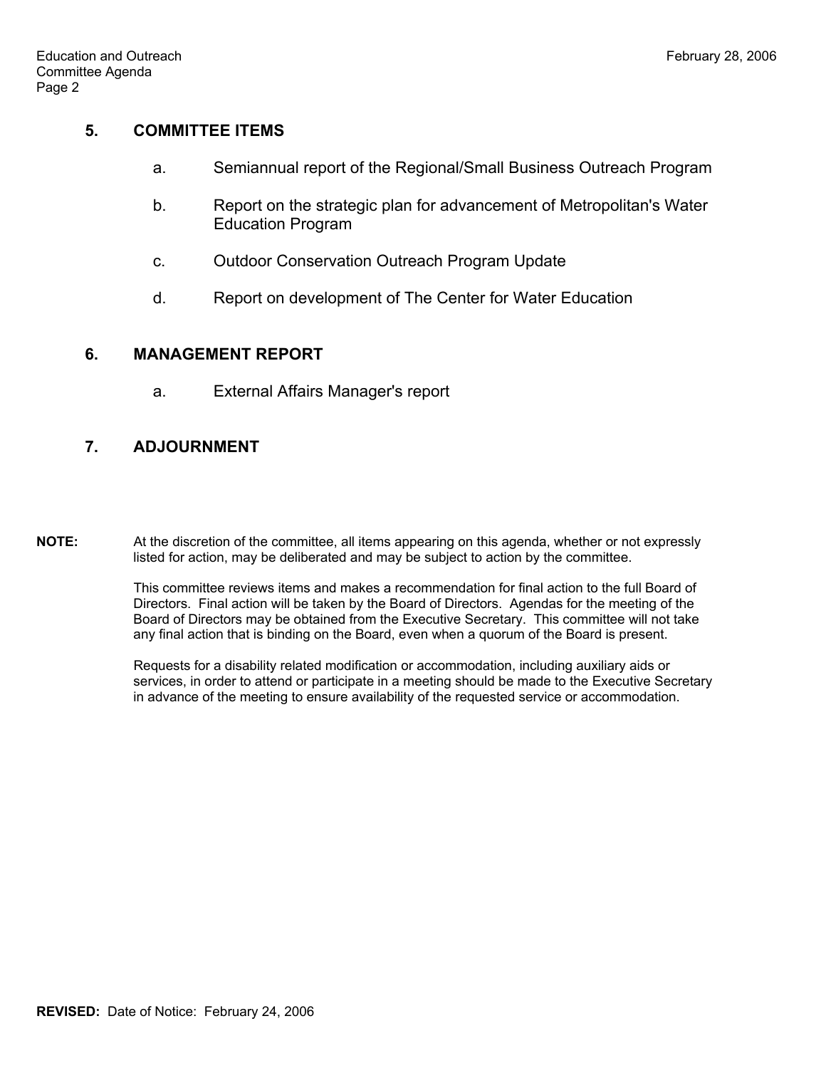## 5. COMMITTEE ITEMS

a. Semiannual report of the Regional/Small Business Outreach Program

b. Report on the strategic plan for advancement of Metropolitan's Water Education Program

c. Outdoor Conservation Outreach Program Update

d. Report on development of The Center for Water Education

## 6. MANAGEMENT REPORT

a. External Affairs Manager's report

## 7. ADJOURNMENT

**NOTE:** At the discretion of the committee, all items appearing on this agenda, whether or not expressly listed for action, may be deliberated and may be subject to action by the committee.

This committee reviews items and makes a recommendation for final action to the full Board of Directors. Final action will be taken by the Board of Directors. Agendas for the meeting of the Board of Directors may be obtained from the Executive Secretary. This committee will not take any final action that is binding on the Board, even when a quorum of the Board is present.

Requests for a disability related modification or accommodation, including auxiliary aids or services, in order to attend or participate in a meeting should be made to the Executive Secretary in advance of the meeting to ensure availability of the requested service or accommodation.

**REVISED:** Date of Notice: February 24, 2006